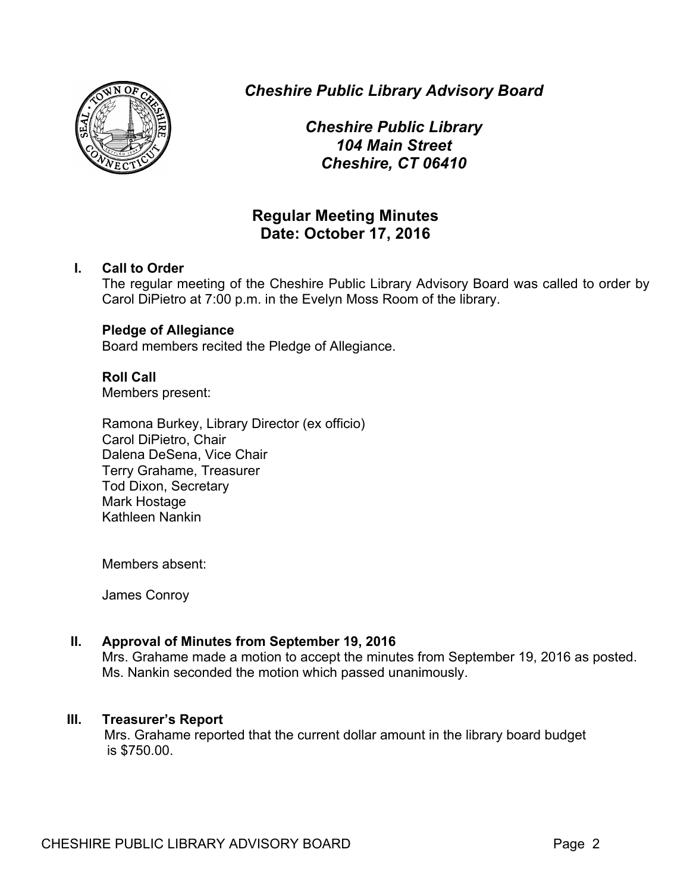*Cheshire Public Library Advisory Board*

*Cheshire Public Library*
*104 Main Street*
*Cheshire, CT 06410*

# Regular Meeting Minutes
## Date: October 17, 2016

**I. Call to Order**

The regular meeting of the Cheshire Public Library Advisory Board was called to order by Carol DiPietro at 7:00 p.m. in the Evelyn Moss Room of the library.

**Pledge of Allegiance**

Board members recited the Pledge of Allegiance.

**Roll Call**

Members present:

Ramona Burkey, Library Director (ex officio)
Carol DiPietro, Chair
Dalena DeSena, Vice Chair
Terry Grahame, Treasurer
Tod Dixon, Secretary
Mark Hostage
Kathleen Nankin

Members absent:

James Conroy

**II. Approval of Minutes from September 19, 2016**

Mrs. Grahame made a motion to accept the minutes from September 19, 2016 as posted. Ms. Nankin seconded the motion which passed unanimously.

**III. Treasurer's Report**

Mrs. Grahame reported that the current dollar amount in the library board budget is $750.00.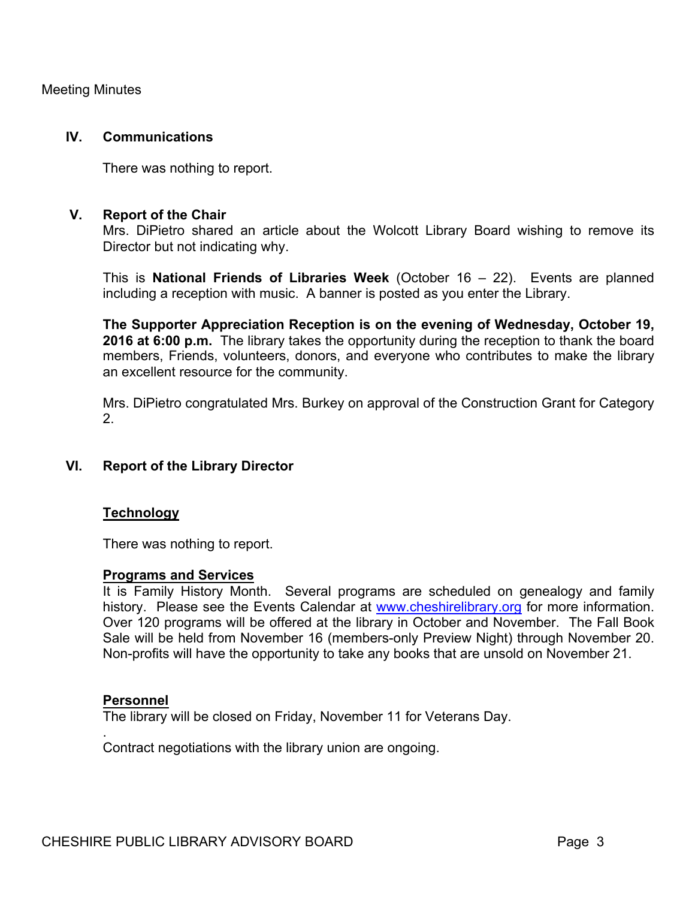Meeting Minutes

## IV. Communications

There was nothing to report.

## V. Report of the Chair

Mrs. DiPietro shared an article about the Wolcott Library Board wishing to remove its Director but not indicating why.

This is **National Friends of Libraries Week** (October 16 – 22). Events are planned including a reception with music. A banner is posted as you enter the Library.

**The Supporter Appreciation Reception is on the evening of Wednesday, October 19, 2016 at 6:00 p.m.** The library takes the opportunity during the reception to thank the board members, Friends, volunteers, donors, and everyone who contributes to make the library an excellent resource for the community.

Mrs. DiPietro congratulated Mrs. Burkey on approval of the Construction Grant for Category 2.

## VI. Report of the Library Director

### Technology

There was nothing to report.

### Programs and Services

It is Family History Month. Several programs are scheduled on genealogy and family history. Please see the Events Calendar at www.cheshirelibrary.org for more information. Over 120 programs will be offered at the library in October and November. The Fall Book Sale will be held from November 16 (members-only Preview Night) through November 20. Non-profits will have the opportunity to take any books that are unsold on November 21.

### Personnel

The library will be closed on Friday, November 11 for Veterans Day.

.

Contract negotiations with the library union are ongoing.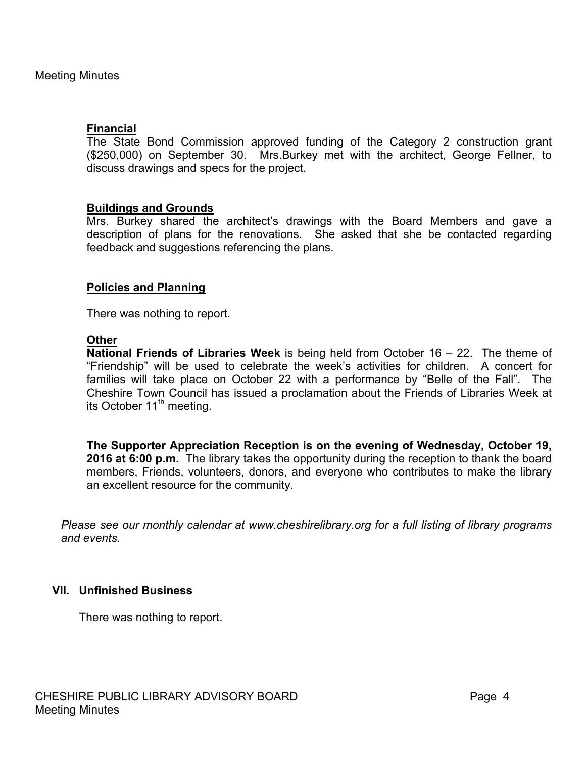### Financial

The State Bond Commission approved funding of the Category 2 construction grant ($250,000) on September 30. Mrs.Burkey met with the architect, George Fellner, to discuss drawings and specs for the project.

### Buildings and Grounds

Mrs. Burkey shared the architect's drawings with the Board Members and gave a description of plans for the renovations. She asked that she be contacted regarding feedback and suggestions referencing the plans.

### Policies and Planning

There was nothing to report.

### Other

**National Friends of Libraries Week** is being held from October 16 – 22. The theme of "Friendship" will be used to celebrate the week's activities for children. A concert for families will take place on October 22 with a performance by "Belle of the Fall". The Cheshire Town Council has issued a proclamation about the Friends of Libraries Week at its October 11th meeting.

**The Supporter Appreciation Reception is on the evening of Wednesday, October 19, 2016 at 6:00 p.m.** The library takes the opportunity during the reception to thank the board members, Friends, volunteers, donors, and everyone who contributes to make the library an excellent resource for the community.

*Please see our monthly calendar at www.cheshirelibrary.org for a full listing of library programs and events.*

## VII. Unfinished Business

There was nothing to report.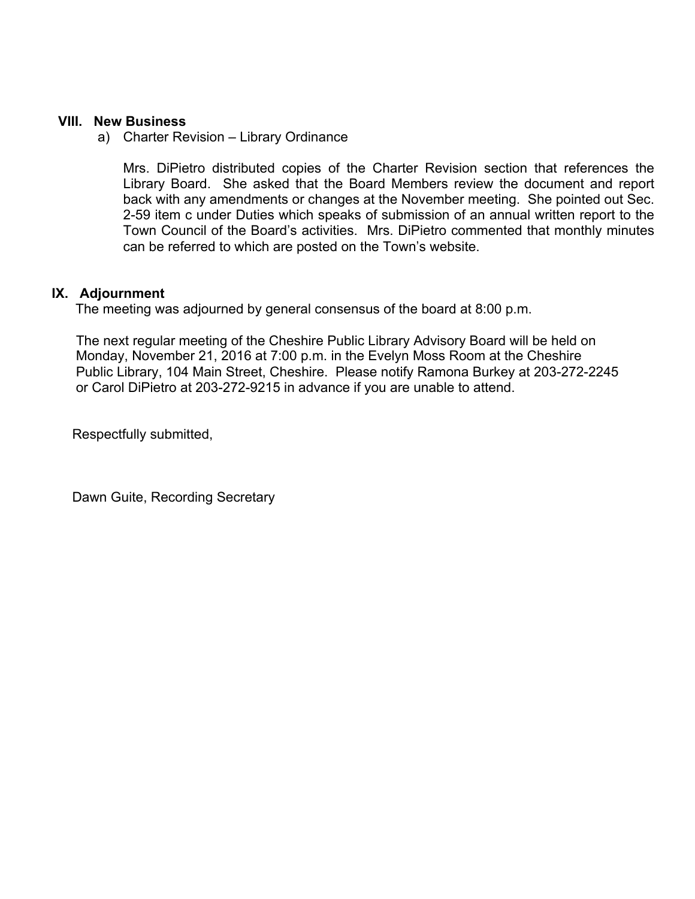## VIII. New Business

a) Charter Revision – Library Ordinance

Mrs. DiPietro distributed copies of the Charter Revision section that references the Library Board. She asked that the Board Members review the document and report back with any amendments or changes at the November meeting. She pointed out Sec. 2-59 item c under Duties which speaks of submission of an annual written report to the Town Council of the Board's activities. Mrs. DiPietro commented that monthly minutes can be referred to which are posted on the Town's website.

## IX. Adjournment

The meeting was adjourned by general consensus of the board at 8:00 p.m.

The next regular meeting of the Cheshire Public Library Advisory Board will be held on Monday, November 21, 2016 at 7:00 p.m. in the Evelyn Moss Room at the Cheshire Public Library, 104 Main Street, Cheshire. Please notify Ramona Burkey at 203-272-2245 or Carol DiPietro at 203-272-9215 in advance if you are unable to attend.

Respectfully submitted,

Dawn Guite, Recording Secretary